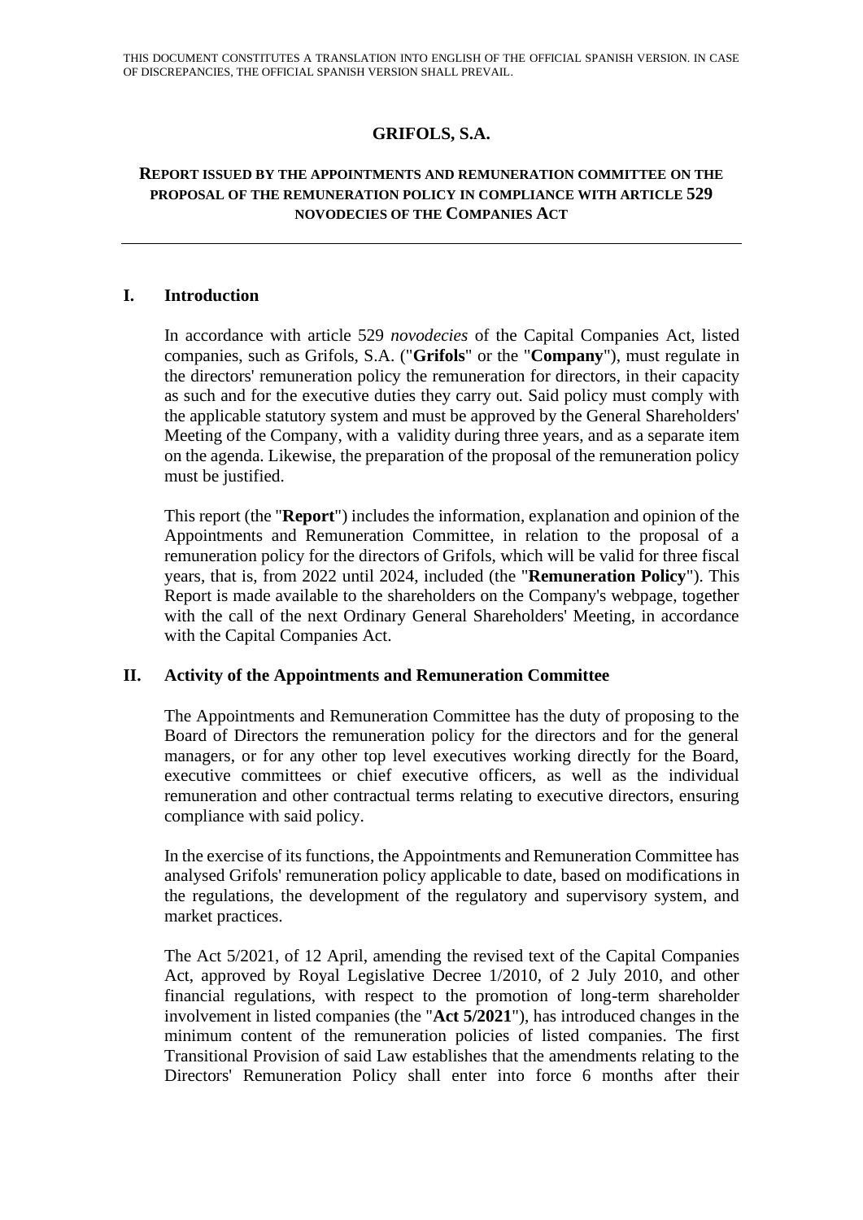THIS DOCUMENT CONSTITUTES A TRANSLATION INTO ENGLISH OF THE OFFICIAL SPANISH VERSION. IN CASE OF DISCREPANCIES, THE OFFICIAL SPANISH VERSION SHALL PREVAIL.

# GRIFOLS, S.A.

## REPORT ISSUED BY THE APPOINTMENTS AND REMUNERATION COMMITTEE ON THE PROPOSAL OF THE REMUNERATION POLICY IN COMPLIANCE WITH ARTICLE 529 NOVODECIES OF THE COMPANIES ACT

---

### I. Introduction

In accordance with article 529 *novodecies* of the Capital Companies Act, listed companies, such as Grifols, S.A. ("**Grifols**" or the "**Company**"), must regulate in the directors' remuneration policy the remuneration for directors, in their capacity as such and for the executive duties they carry out. Said policy must comply with the applicable statutory system and must be approved by the General Shareholders' Meeting of the Company, with a validity during three years, and as a separate item on the agenda. Likewise, the preparation of the proposal of the remuneration policy must be justified.

This report (the "**Report**") includes the information, explanation and opinion of the Appointments and Remuneration Committee, in relation to the proposal of a remuneration policy for the directors of Grifols, which will be valid for three fiscal years, that is, from 2022 until 2024, included (the "**Remuneration Policy**"). This Report is made available to the shareholders on the Company's webpage, together with the call of the next Ordinary General Shareholders' Meeting, in accordance with the Capital Companies Act.

### II. Activity of the Appointments and Remuneration Committee

The Appointments and Remuneration Committee has the duty of proposing to the Board of Directors the remuneration policy for the directors and for the general managers, or for any other top level executives working directly for the Board, executive committees or chief executive officers, as well as the individual remuneration and other contractual terms relating to executive directors, ensuring compliance with said policy.

In the exercise of its functions, the Appointments and Remuneration Committee has analysed Grifols' remuneration policy applicable to date, based on modifications in the regulations, the development of the regulatory and supervisory system, and market practices.

The Act 5/2021, of 12 April, amending the revised text of the Capital Companies Act, approved by Royal Legislative Decree 1/2010, of 2 July 2010, and other financial regulations, with respect to the promotion of long-term shareholder involvement in listed companies (the "**Act 5/2021**"), has introduced changes in the minimum content of the remuneration policies of listed companies. The first Transitional Provision of said Law establishes that the amendments relating to the Directors' Remuneration Policy shall enter into force 6 months after their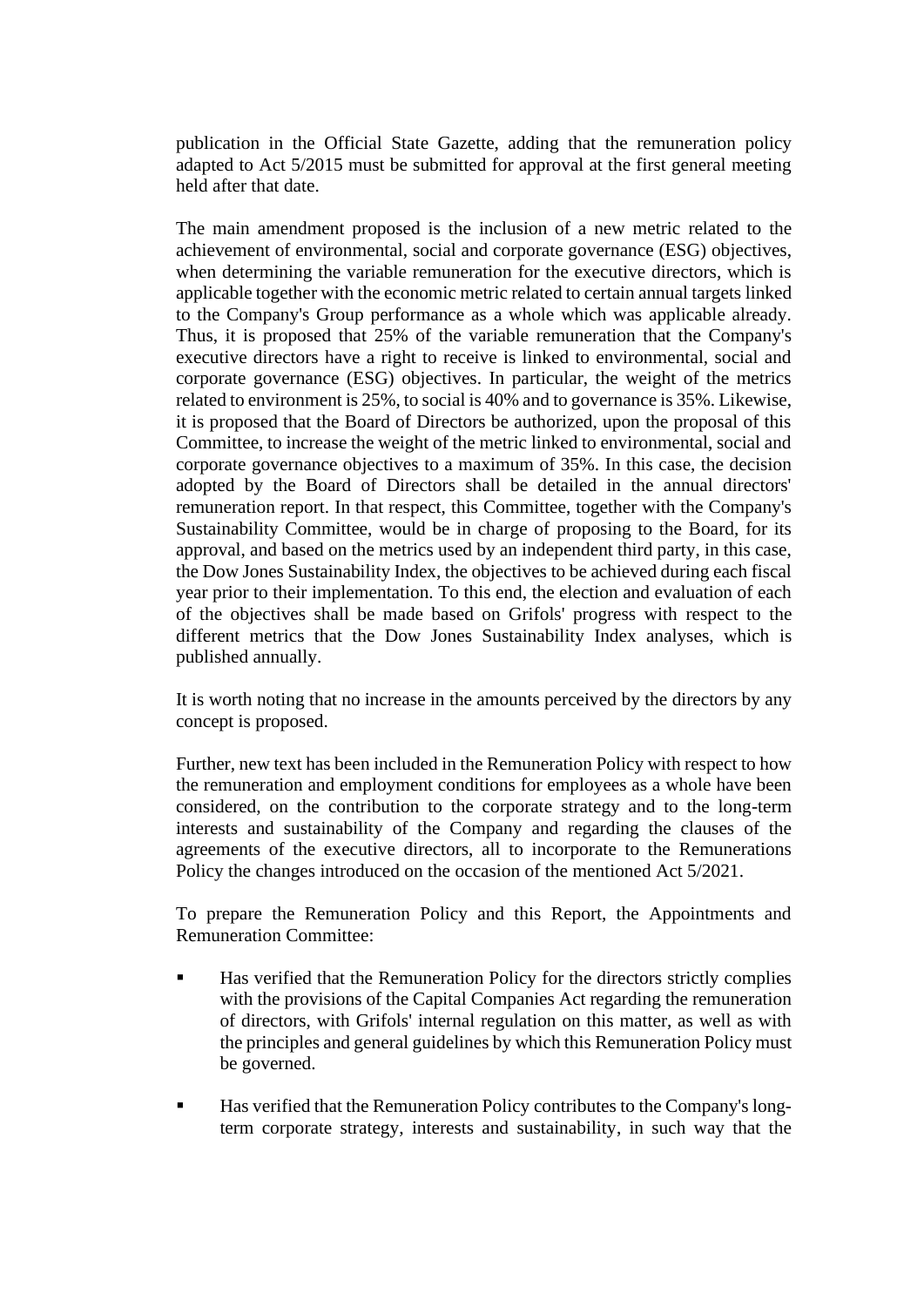publication in the Official State Gazette, adding that the remuneration policy adapted to Act 5/2015 must be submitted for approval at the first general meeting held after that date.

The main amendment proposed is the inclusion of a new metric related to the achievement of environmental, social and corporate governance (ESG) objectives, when determining the variable remuneration for the executive directors, which is applicable together with the economic metric related to certain annual targets linked to the Company's Group performance as a whole which was applicable already. Thus, it is proposed that 25% of the variable remuneration that the Company's executive directors have a right to receive is linked to environmental, social and corporate governance (ESG) objectives. In particular, the weight of the metrics related to environment is 25%, to social is 40% and to governance is 35%. Likewise, it is proposed that the Board of Directors be authorized, upon the proposal of this Committee, to increase the weight of the metric linked to environmental, social and corporate governance objectives to a maximum of 35%. In this case, the decision adopted by the Board of Directors shall be detailed in the annual directors' remuneration report. In that respect, this Committee, together with the Company's Sustainability Committee, would be in charge of proposing to the Board, for its approval, and based on the metrics used by an independent third party, in this case, the Dow Jones Sustainability Index, the objectives to be achieved during each fiscal year prior to their implementation. To this end, the election and evaluation of each of the objectives shall be made based on Grifols' progress with respect to the different metrics that the Dow Jones Sustainability Index analyses, which is published annually.

It is worth noting that no increase in the amounts perceived by the directors by any concept is proposed.

Further, new text has been included in the Remuneration Policy with respect to how the remuneration and employment conditions for employees as a whole have been considered, on the contribution to the corporate strategy and to the long-term interests and sustainability of the Company and regarding the clauses of the agreements of the executive directors, all to incorporate to the Remunerations Policy the changes introduced on the occasion of the mentioned Act 5/2021.

To prepare the Remuneration Policy and this Report, the Appointments and Remuneration Committee:

- Has verified that the Remuneration Policy for the directors strictly complies with the provisions of the Capital Companies Act regarding the remuneration of directors, with Grifols' internal regulation on this matter, as well as with the principles and general guidelines by which this Remuneration Policy must be governed.

- Has verified that the Remuneration Policy contributes to the Company's long-term corporate strategy, interests and sustainability, in such way that the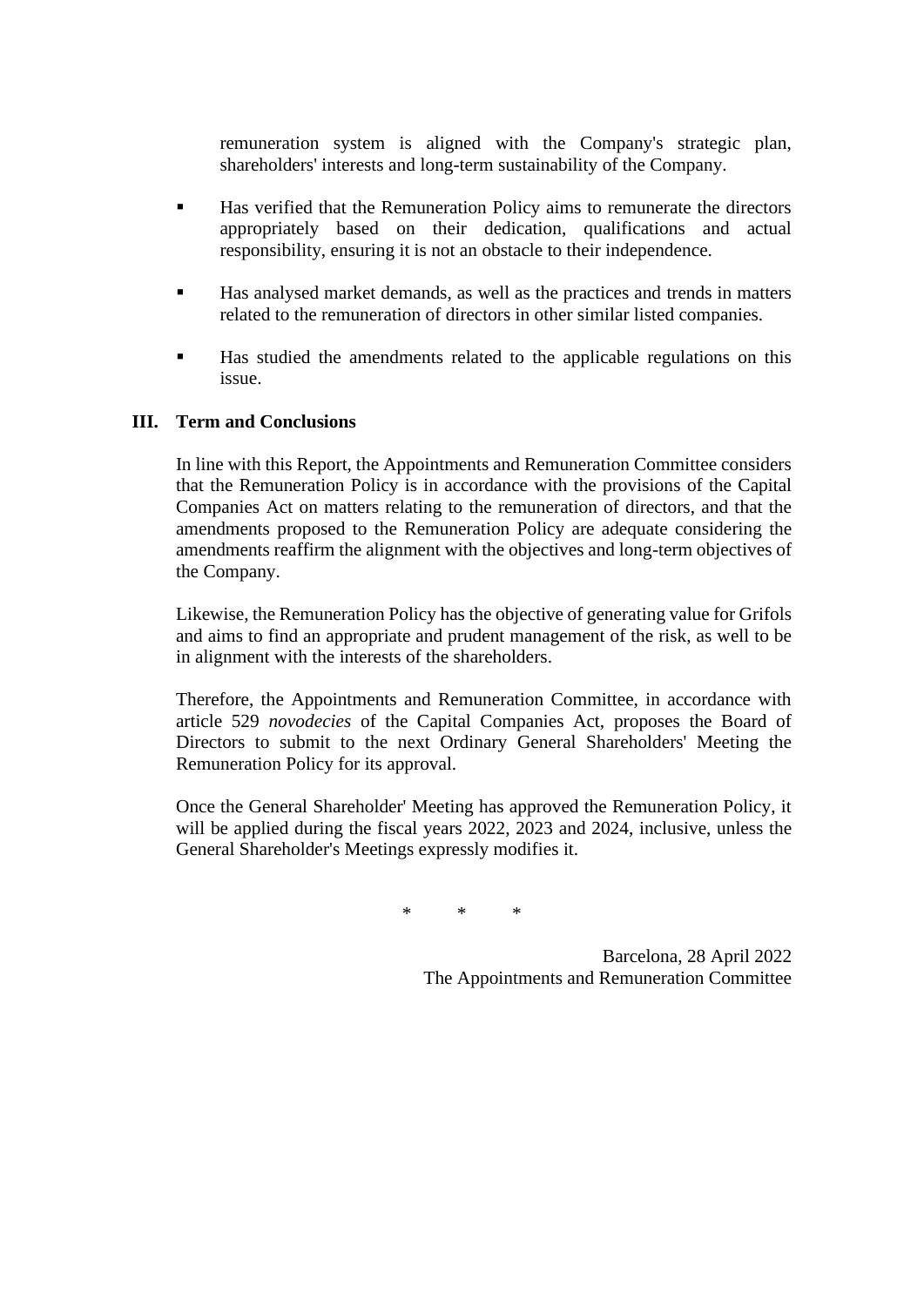remuneration system is aligned with the Company's strategic plan, shareholders' interests and long-term sustainability of the Company.

- Has verified that the Remuneration Policy aims to remunerate the directors appropriately based on their dedication, qualifications and actual responsibility, ensuring it is not an obstacle to their independence.

- Has analysed market demands, as well as the practices and trends in matters related to the remuneration of directors in other similar listed companies.

- Has studied the amendments related to the applicable regulations on this issue.

## III. Term and Conclusions

In line with this Report, the Appointments and Remuneration Committee considers that the Remuneration Policy is in accordance with the provisions of the Capital Companies Act on matters relating to the remuneration of directors, and that the amendments proposed to the Remuneration Policy are adequate considering the amendments reaffirm the alignment with the objectives and long-term objectives of the Company.

Likewise, the Remuneration Policy has the objective of generating value for Grifols and aims to find an appropriate and prudent management of the risk, as well to be in alignment with the interests of the shareholders.

Therefore, the Appointments and Remuneration Committee, in accordance with article 529 *novodecies* of the Capital Companies Act, proposes the Board of Directors to submit to the next Ordinary General Shareholders' Meeting the Remuneration Policy for its approval.

Once the General Shareholder' Meeting has approved the Remuneration Policy, it will be applied during the fiscal years 2022, 2023 and 2024, inclusive, unless the General Shareholder's Meetings expressly modifies it.

\* \* \*

Barcelona, 28 April 2022
The Appointments and Remuneration Committee